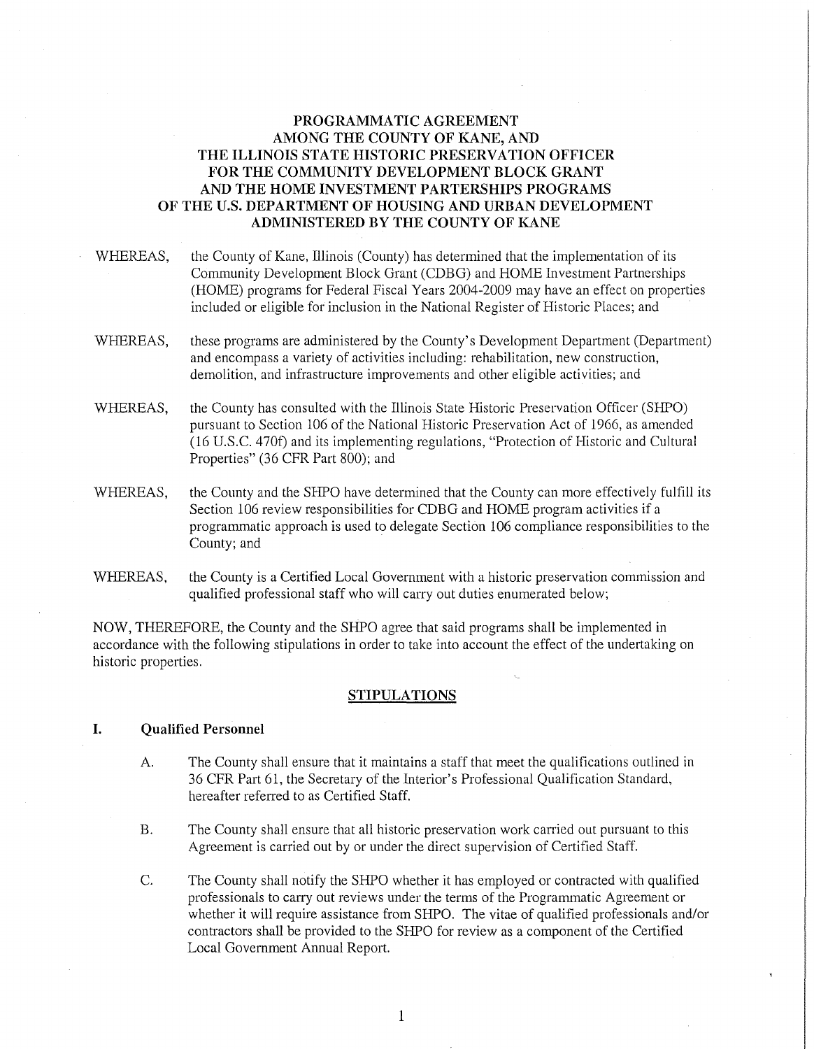# PROGRAMMATIC AGREEMENT
# AMONG THE COUNTY OF KANE, AND
# THE ILLINOIS STATE HISTORIC PRESERVATION OFFICER
# FOR THE COMMUNITY DEVELOPMENT BLOCK GRANT
# AND THE HOME INVESTMENT PARTERSHIPS PROGRAMS
# OF THE U.S. DEPARTMENT OF HOUSING AND URBAN DEVELOPMENT
# ADMINISTERED BY THE COUNTY OF KANE

WHEREAS, the County of Kane, Illinois (County) has determined that the implementation of its Community Development Block Grant (CDBG) and HOME Investment Partnerships (HOME) programs for Federal Fiscal Years 2004-2009 may have an effect on properties included or eligible for inclusion in the National Register of Historic Places; and

WHEREAS, these programs are administered by the County's Development Department (Department) and encompass a variety of activities including: rehabilitation, new construction, demolition, and infrastructure improvements and other eligible activities; and

WHEREAS, the County has consulted with the Illinois State Historic Preservation Officer (SHPO) pursuant to Section 106 of the National Historic Preservation Act of 1966, as amended (16 U.S.C. 470f) and its implementing regulations, "Protection of Historic and Cultural Properties" (36 CFR Part 800); and

WHEREAS, the County and the SHPO have determined that the County can more effectively fulfill its Section 106 review responsibilities for CDBG and HOME program activities if a programmatic approach is used to delegate Section 106 compliance responsibilities to the County; and

WHEREAS, the County is a Certified Local Government with a historic preservation commission and qualified professional staff who will carry out duties enumerated below;

NOW, THEREFORE, the County and the SHPO agree that said programs shall be implemented in accordance with the following stipulations in order to take into account the effect of the undertaking on historic properties.

## STIPULATIONS

### I. Qualified Personnel

A. The County shall ensure that it maintains a staff that meet the qualifications outlined in 36 CFR Part 61, the Secretary of the Interior's Professional Qualification Standard, hereafter referred to as Certified Staff.

B. The County shall ensure that all historic preservation work carried out pursuant to this Agreement is carried out by or under the direct supervision of Certified Staff.

C. The County shall notify the SHPO whether it has employed or contracted with qualified professionals to carry out reviews under the terms of the Programmatic Agreement or whether it will require assistance from SHPO. The vitae of qualified professionals and/or contractors shall be provided to the SHPO for review as a component of the Certified Local Government Annual Report.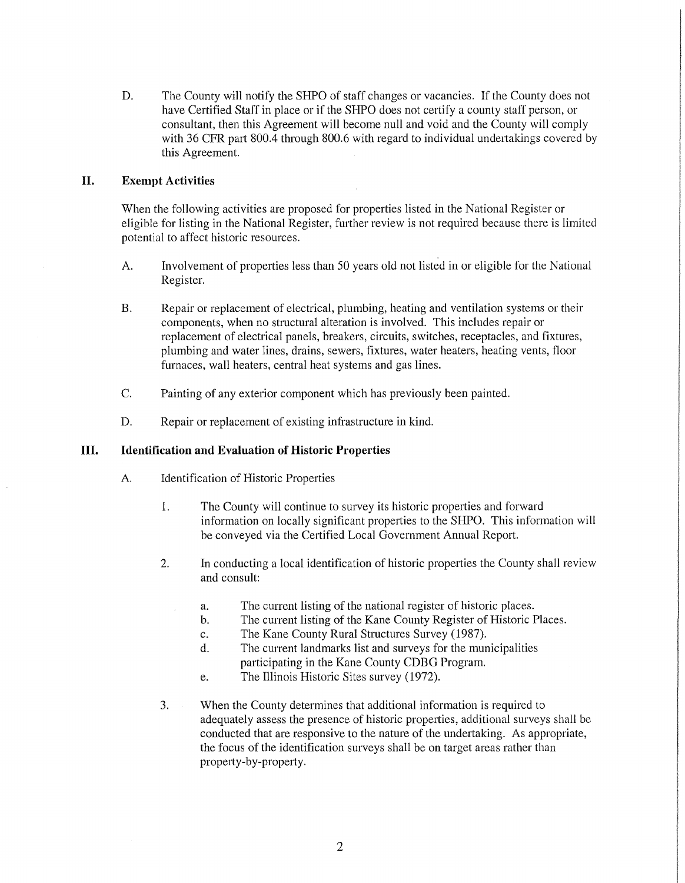D. The County will notify the SHPO of staff changes or vacancies. If the County does not have Certified Staff in place or if the SHPO does not certify a county staff person, or consultant, then this Agreement will become null and void and the County will comply with 36 CFR part 800.4 through 800.6 with regard to individual undertakings covered by this Agreement.

## II. Exempt Activities

When the following activities are proposed for properties listed in the National Register or eligible for listing in the National Register, further review is not required because there is limited potential to affect historic resources.

A. Involvement of properties less than 50 years old not listed in or eligible for the National Register.

B. Repair or replacement of electrical, plumbing, heating and ventilation systems or their components, when no structural alteration is involved. This includes repair or replacement of electrical panels, breakers, circuits, switches, receptacles, and fixtures, plumbing and water lines, drains, sewers, fixtures, water heaters, heating vents, floor furnaces, wall heaters, central heat systems and gas lines.

C. Painting of any exterior component which has previously been painted.

D. Repair or replacement of existing infrastructure in kind.

## III. Identification and Evaluation of Historic Properties

A. Identification of Historic Properties

1. The County will continue to survey its historic properties and forward information on locally significant properties to the SHPO. This information will be conveyed via the Certified Local Government Annual Report.

2. In conducting a local identification of historic properties the County shall review and consult:

   a. The current listing of the national register of historic places.
   b. The current listing of the Kane County Register of Historic Places.
   c. The Kane County Rural Structures Survey (1987).
   d. The current landmarks list and surveys for the municipalities participating in the Kane County CDBG Program.
   e. The Illinois Historic Sites survey (1972).

3. When the County determines that additional information is required to adequately assess the presence of historic properties, additional surveys shall be conducted that are responsive to the nature of the undertaking. As appropriate, the focus of the identification surveys shall be on target areas rather than property-by-property.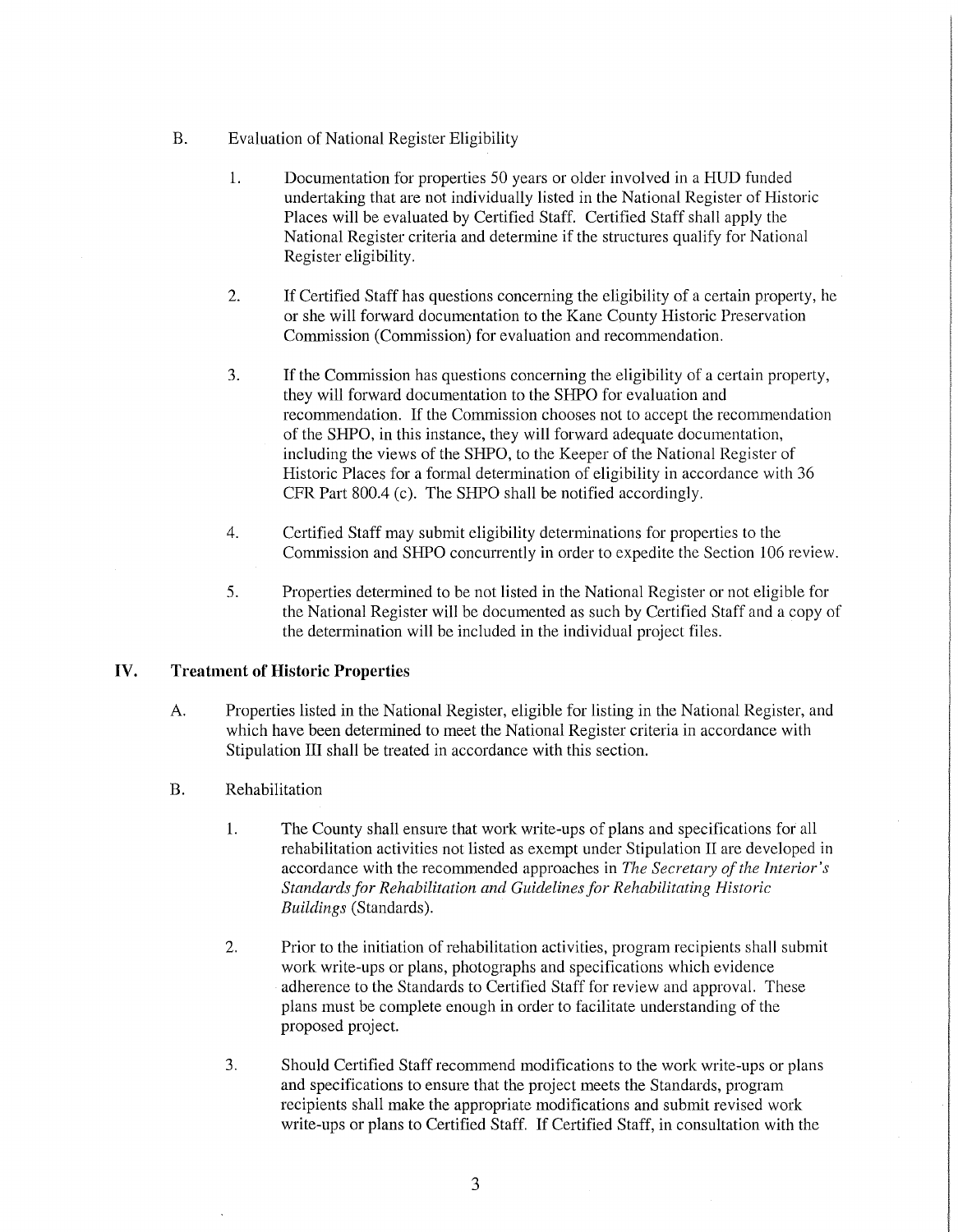B. Evaluation of National Register Eligibility

1. Documentation for properties 50 years or older involved in a HUD funded undertaking that are not individually listed in the National Register of Historic Places will be evaluated by Certified Staff. Certified Staff shall apply the National Register criteria and determine if the structures qualify for National Register eligibility.

2. If Certified Staff has questions concerning the eligibility of a certain property, he or she will forward documentation to the Kane County Historic Preservation Commission (Commission) for evaluation and recommendation.

3. If the Commission has questions concerning the eligibility of a certain property, they will forward documentation to the SHPO for evaluation and recommendation. If the Commission chooses not to accept the recommendation of the SHPO, in this instance, they will forward adequate documentation, including the views of the SHPO, to the Keeper of the National Register of Historic Places for a formal determination of eligibility in accordance with 36 CFR Part 800.4 (c). The SHPO shall be notified accordingly.

4. Certified Staff may submit eligibility determinations for properties to the Commission and SHPO concurrently in order to expedite the Section 106 review.

5. Properties determined to be not listed in the National Register or not eligible for the National Register will be documented as such by Certified Staff and a copy of the determination will be included in the individual project files.

## IV. Treatment of Historic Properties

A. Properties listed in the National Register, eligible for listing in the National Register, and which have been determined to meet the National Register criteria in accordance with Stipulation III shall be treated in accordance with this section.

B. Rehabilitation

1. The County shall ensure that work write-ups of plans and specifications for all rehabilitation activities not listed as exempt under Stipulation II are developed in accordance with the recommended approaches in *The Secretary of the Interior's Standards for Rehabilitation and Guidelines for Rehabilitating Historic Buildings* (Standards).

2. Prior to the initiation of rehabilitation activities, program recipients shall submit work write-ups or plans, photographs and specifications which evidence adherence to the Standards to Certified Staff for review and approval. These plans must be complete enough in order to facilitate understanding of the proposed project.

3. Should Certified Staff recommend modifications to the work write-ups or plans and specifications to ensure that the project meets the Standards, program recipients shall make the appropriate modifications and submit revised work write-ups or plans to Certified Staff. If Certified Staff, in consultation with the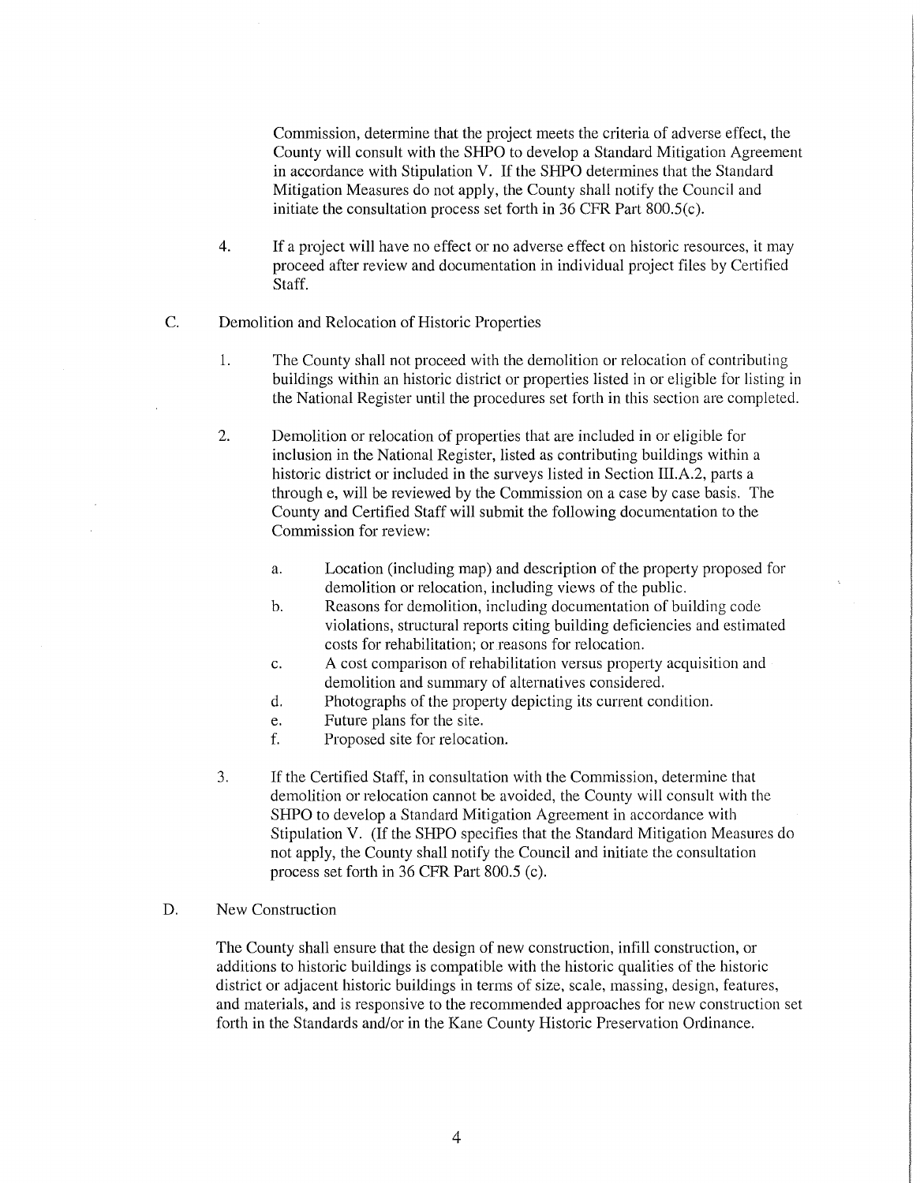Commission, determine that the project meets the criteria of adverse effect, the County will consult with the SHPO to develop a Standard Mitigation Agreement in accordance with Stipulation V. If the SHPO determines that the Standard Mitigation Measures do not apply, the County shall notify the Council and initiate the consultation process set forth in 36 CFR Part 800.5(c).

4. If a project will have no effect or no adverse effect on historic resources, it may proceed after review and documentation in individual project files by Certified Staff.

C. Demolition and Relocation of Historic Properties

1. The County shall not proceed with the demolition or relocation of contributing buildings within an historic district or properties listed in or eligible for listing in the National Register until the procedures set forth in this section are completed.

2. Demolition or relocation of properties that are included in or eligible for inclusion in the National Register, listed as contributing buildings within a historic district or included in the surveys listed in Section III.A.2, parts a through e, will be reviewed by the Commission on a case by case basis. The County and Certified Staff will submit the following documentation to the Commission for review:

   a. Location (including map) and description of the property proposed for demolition or relocation, including views of the public.
   b. Reasons for demolition, including documentation of building code violations, structural reports citing building deficiencies and estimated costs for rehabilitation; or reasons for relocation.
   c. A cost comparison of rehabilitation versus property acquisition and demolition and summary of alternatives considered.
   d. Photographs of the property depicting its current condition.
   e. Future plans for the site.
   f. Proposed site for relocation.

3. If the Certified Staff, in consultation with the Commission, determine that demolition or relocation cannot be avoided, the County will consult with the SHPO to develop a Standard Mitigation Agreement in accordance with Stipulation V. (If the SHPO specifies that the Standard Mitigation Measures do not apply, the County shall notify the Council and initiate the consultation process set forth in 36 CFR Part 800.5 (c).

D. New Construction

The County shall ensure that the design of new construction, infill construction, or additions to historic buildings is compatible with the historic qualities of the historic district or adjacent historic buildings in terms of size, scale, massing, design, features, and materials, and is responsive to the recommended approaches for new construction set forth in the Standards and/or in the Kane County Historic Preservation Ordinance.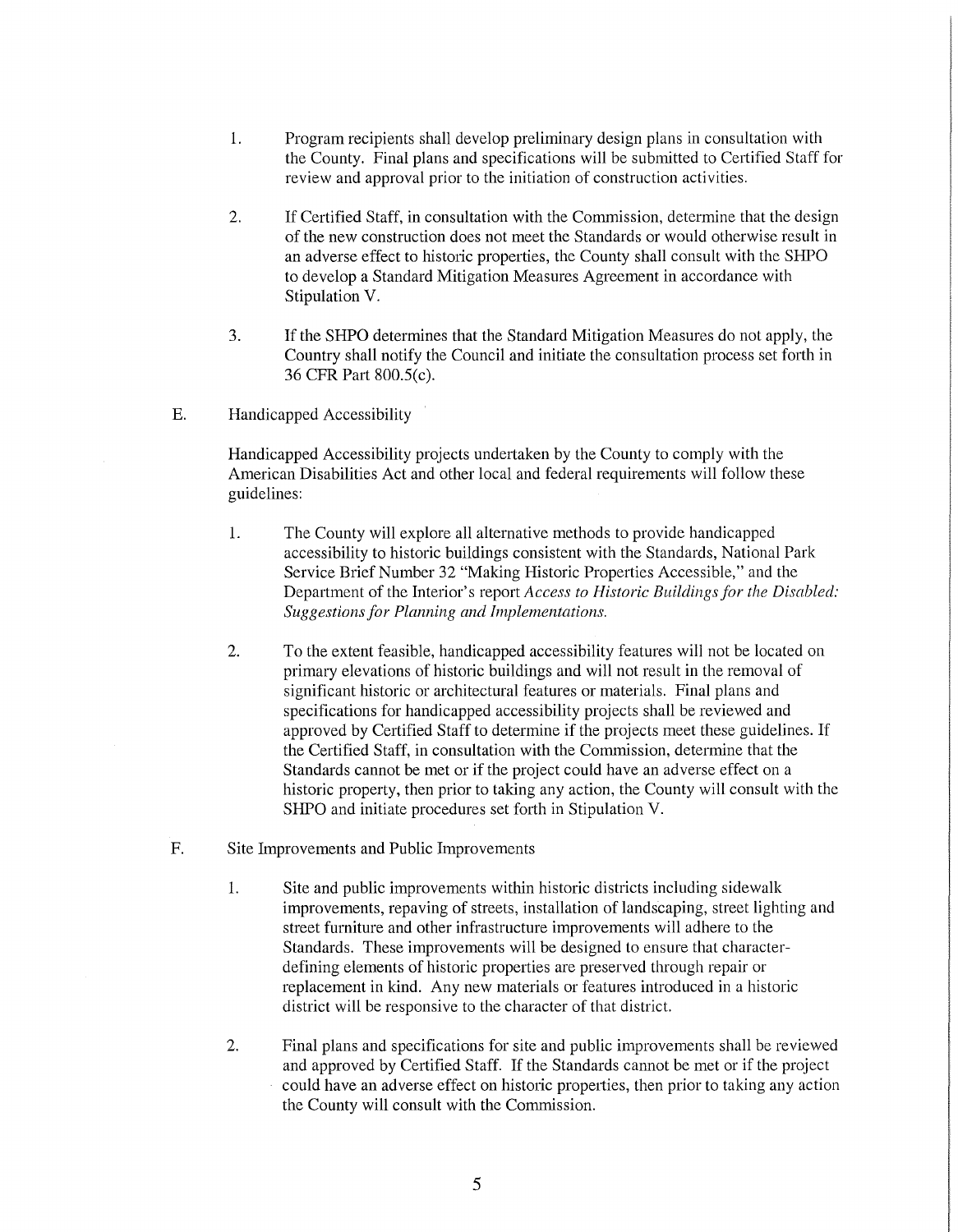1. Program recipients shall develop preliminary design plans in consultation with the County. Final plans and specifications will be submitted to Certified Staff for review and approval prior to the initiation of construction activities.

2. If Certified Staff, in consultation with the Commission, determine that the design of the new construction does not meet the Standards or would otherwise result in an adverse effect to historic properties, the County shall consult with the SHPO to develop a Standard Mitigation Measures Agreement in accordance with Stipulation V.

3. If the SHPO determines that the Standard Mitigation Measures do not apply, the Country shall notify the Council and initiate the consultation process set forth in 36 CFR Part 800.5(c).

E. Handicapped Accessibility

Handicapped Accessibility projects undertaken by the County to comply with the American Disabilities Act and other local and federal requirements will follow these guidelines:

1. The County will explore all alternative methods to provide handicapped accessibility to historic buildings consistent with the Standards, National Park Service Brief Number 32 "Making Historic Properties Accessible," and the Department of the Interior's report *Access to Historic Buildings for the Disabled: Suggestions for Planning and Implementations.*

2. To the extent feasible, handicapped accessibility features will not be located on primary elevations of historic buildings and will not result in the removal of significant historic or architectural features or materials. Final plans and specifications for handicapped accessibility projects shall be reviewed and approved by Certified Staff to determine if the projects meet these guidelines. If the Certified Staff, in consultation with the Commission, determine that the Standards cannot be met or if the project could have an adverse effect on a historic property, then prior to taking any action, the County will consult with the SHPO and initiate procedures set forth in Stipulation V.

F. Site Improvements and Public Improvements

1. Site and public improvements within historic districts including sidewalk improvements, repaving of streets, installation of landscaping, street lighting and street furniture and other infrastructure improvements will adhere to the Standards. These improvements will be designed to ensure that character-defining elements of historic properties are preserved through repair or replacement in kind. Any new materials or features introduced in a historic district will be responsive to the character of that district.

2. Final plans and specifications for site and public improvements shall be reviewed and approved by Certified Staff. If the Standards cannot be met or if the project could have an adverse effect on historic properties, then prior to taking any action the County will consult with the Commission.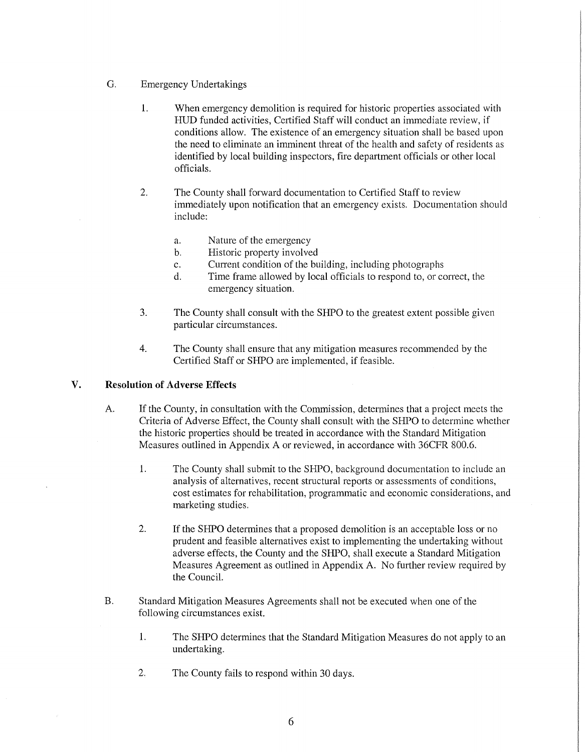G. Emergency Undertakings

1. When emergency demolition is required for historic properties associated with HUD funded activities, Certified Staff will conduct an immediate review, if conditions allow. The existence of an emergency situation shall be based upon the need to eliminate an imminent threat of the health and safety of residents as identified by local building inspectors, fire department officials or other local officials.

2. The County shall forward documentation to Certified Staff to review immediately upon notification that an emergency exists. Documentation should include:

   a. Nature of the emergency
   b. Historic property involved
   c. Current condition of the building, including photographs
   d. Time frame allowed by local officials to respond to, or correct, the emergency situation.

3. The County shall consult with the SHPO to the greatest extent possible given particular circumstances.

4. The County shall ensure that any mitigation measures recommended by the Certified Staff or SHPO are implemented, if feasible.

## V. Resolution of Adverse Effects

A. If the County, in consultation with the Commission, determines that a project meets the Criteria of Adverse Effect, the County shall consult with the SHPO to determine whether the historic properties should be treated in accordance with the Standard Mitigation Measures outlined in Appendix A or reviewed, in accordance with 36CFR 800.6.

1. The County shall submit to the SHPO, background documentation to include an analysis of alternatives, recent structural reports or assessments of conditions, cost estimates for rehabilitation, programmatic and economic considerations, and marketing studies.

2. If the SHPO determines that a proposed demolition is an acceptable loss or no prudent and feasible alternatives exist to implementing the undertaking without adverse effects, the County and the SHPO, shall execute a Standard Mitigation Measures Agreement as outlined in Appendix A. No further review required by the Council.

B. Standard Mitigation Measures Agreements shall not be executed when one of the following circumstances exist.

1. The SHPO determines that the Standard Mitigation Measures do not apply to an undertaking.

2. The County fails to respond within 30 days.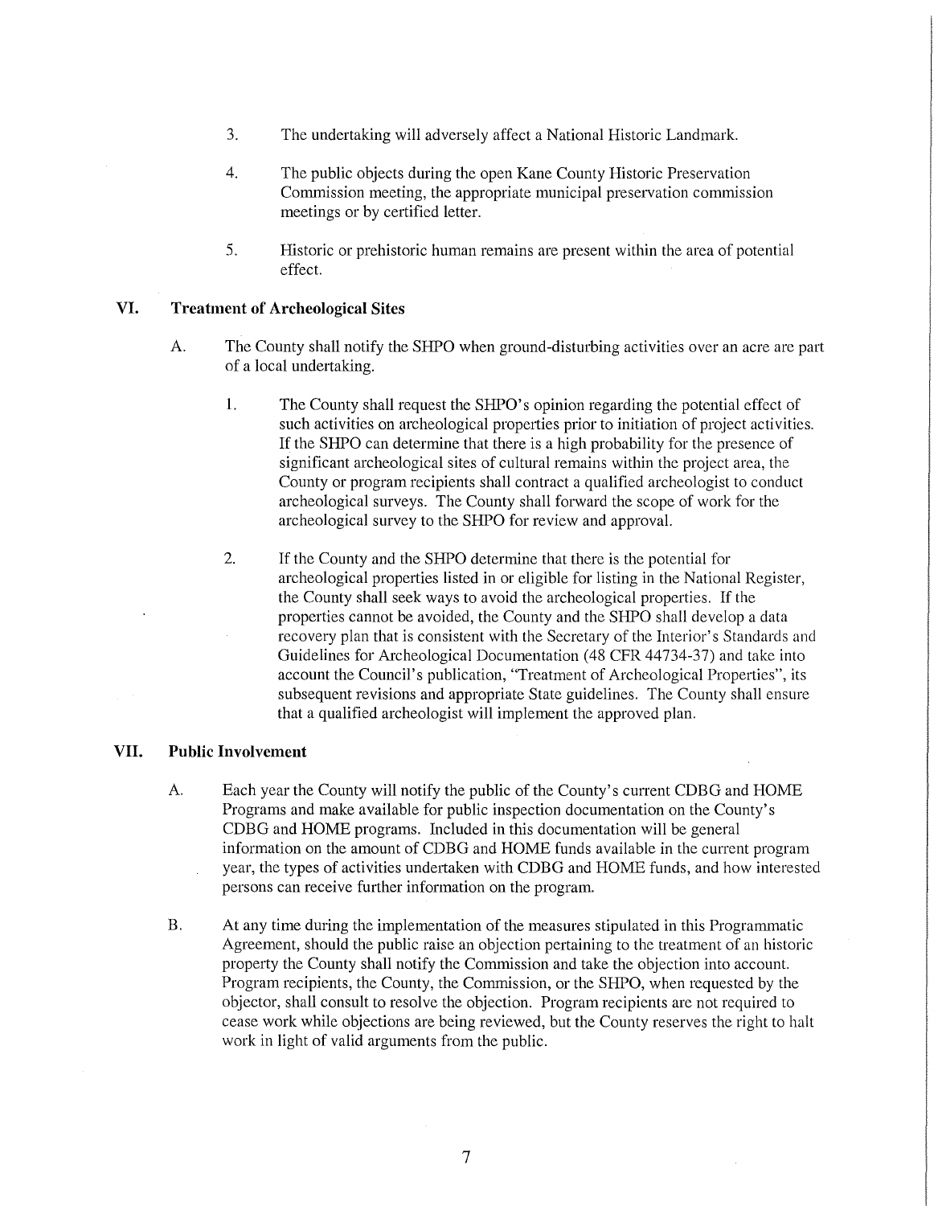3. The undertaking will adversely affect a National Historic Landmark.

4. The public objects during the open Kane County Historic Preservation Commission meeting, the appropriate municipal preservation commission meetings or by certified letter.

5. Historic or prehistoric human remains are present within the area of potential effect.

## VI. Treatment of Archeological Sites

A. The County shall notify the SHPO when ground-disturbing activities over an acre are part of a local undertaking.

   1. The County shall request the SHPO's opinion regarding the potential effect of such activities on archeological properties prior to initiation of project activities. If the SHPO can determine that there is a high probability for the presence of significant archeological sites of cultural remains within the project area, the County or program recipients shall contract a qualified archeologist to conduct archeological surveys. The County shall forward the scope of work for the archeological survey to the SHPO for review and approval.

   2. If the County and the SHPO determine that there is the potential for archeological properties listed in or eligible for listing in the National Register, the County shall seek ways to avoid the archeological properties. If the properties cannot be avoided, the County and the SHPO shall develop a data recovery plan that is consistent with the Secretary of the Interior's Standards and Guidelines for Archeological Documentation (48 CFR 44734-37) and take into account the Council's publication, "Treatment of Archeological Properties", its subsequent revisions and appropriate State guidelines. The County shall ensure that a qualified archeologist will implement the approved plan.

## VII. Public Involvement

A. Each year the County will notify the public of the County's current CDBG and HOME Programs and make available for public inspection documentation on the County's CDBG and HOME programs. Included in this documentation will be general information on the amount of CDBG and HOME funds available in the current program year, the types of activities undertaken with CDBG and HOME funds, and how interested persons can receive further information on the program.

B. At any time during the implementation of the measures stipulated in this Programmatic Agreement, should the public raise an objection pertaining to the treatment of an historic property the County shall notify the Commission and take the objection into account. Program recipients, the County, the Commission, or the SHPO, when requested by the objector, shall consult to resolve the objection. Program recipients are not required to cease work while objections are being reviewed, but the County reserves the right to halt work in light of valid arguments from the public.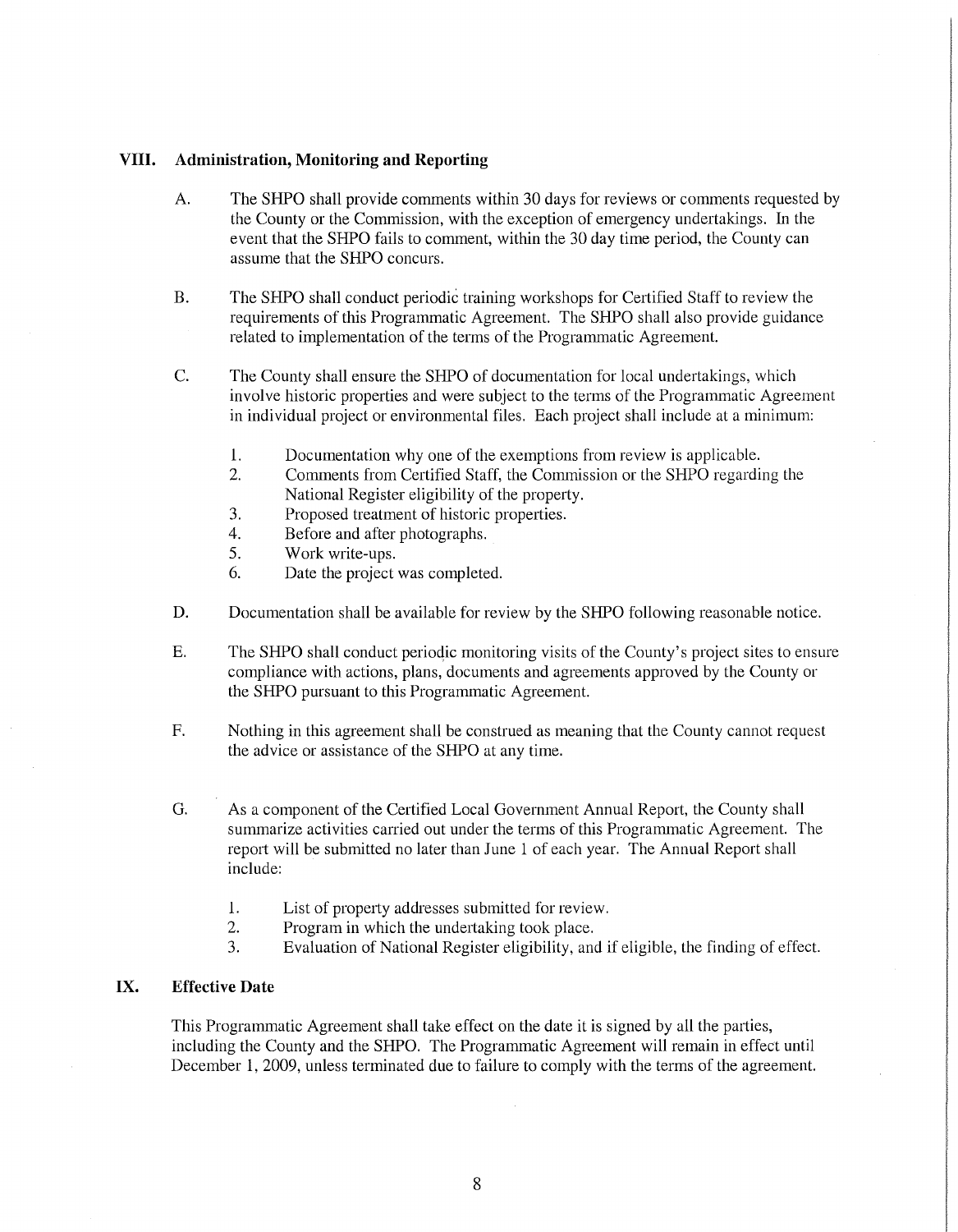## VIII. Administration, Monitoring and Reporting

A. The SHPO shall provide comments within 30 days for reviews or comments requested by the County or the Commission, with the exception of emergency undertakings. In the event that the SHPO fails to comment, within the 30 day time period, the County can assume that the SHPO concurs.

B. The SHPO shall conduct periodic training workshops for Certified Staff to review the requirements of this Programmatic Agreement. The SHPO shall also provide guidance related to implementation of the terms of the Programmatic Agreement.

C. The County shall ensure the SHPO of documentation for local undertakings, which involve historic properties and were subject to the terms of the Programmatic Agreement in individual project or environmental files. Each project shall include at a minimum:

1. Documentation why one of the exemptions from review is applicable.
2. Comments from Certified Staff, the Commission or the SHPO regarding the National Register eligibility of the property.
3. Proposed treatment of historic properties.
4. Before and after photographs.
5. Work write-ups.
6. Date the project was completed.

D. Documentation shall be available for review by the SHPO following reasonable notice.

E. The SHPO shall conduct periodic monitoring visits of the County's project sites to ensure compliance with actions, plans, documents and agreements approved by the County or the SHPO pursuant to this Programmatic Agreement.

F. Nothing in this agreement shall be construed as meaning that the County cannot request the advice or assistance of the SHPO at any time.

G. As a component of the Certified Local Government Annual Report, the County shall summarize activities carried out under the terms of this Programmatic Agreement. The report will be submitted no later than June 1 of each year. The Annual Report shall include:

1. List of property addresses submitted for review.
2. Program in which the undertaking took place.
3. Evaluation of National Register eligibility, and if eligible, the finding of effect.

## IX. Effective Date

This Programmatic Agreement shall take effect on the date it is signed by all the parties, including the County and the SHPO. The Programmatic Agreement will remain in effect until December 1, 2009, unless terminated due to failure to comply with the terms of the agreement.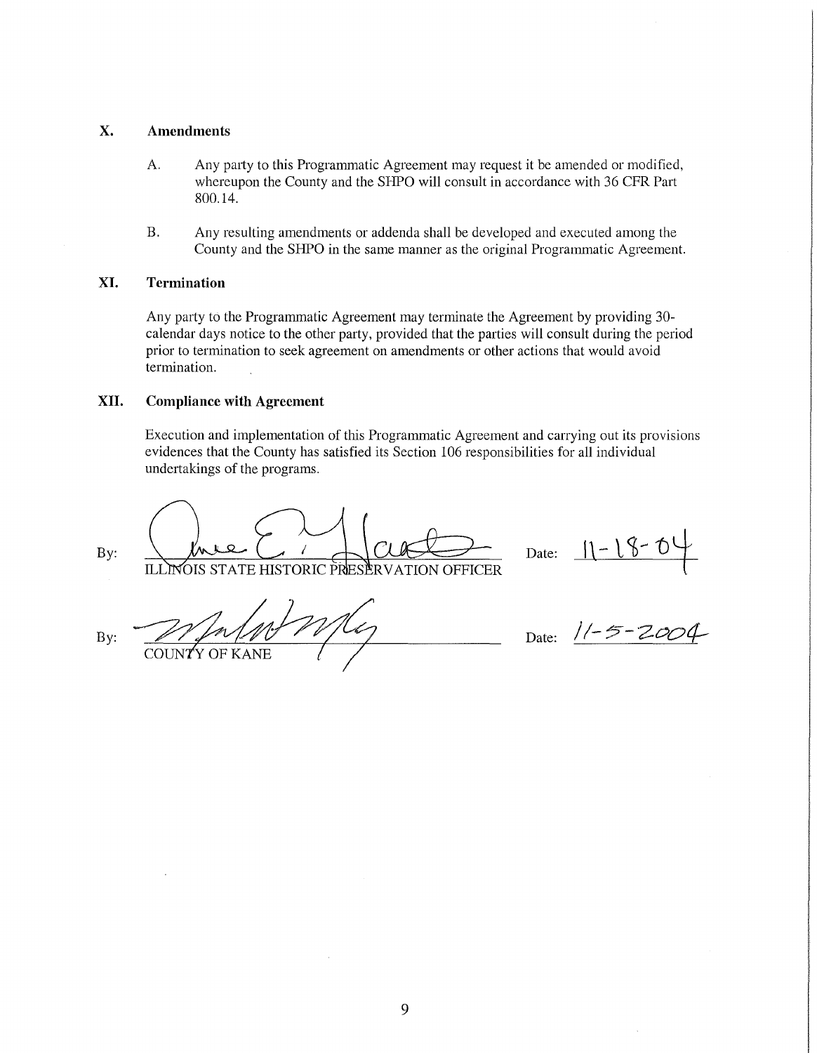## X. Amendments

A. Any party to this Programmatic Agreement may request it be amended or modified, whereupon the County and the SHPO will consult in accordance with 36 CFR Part 800.14.

B. Any resulting amendments or addenda shall be developed and executed among the County and the SHPO in the same manner as the original Programmatic Agreement.

## XI. Termination

Any party to the Programmatic Agreement may terminate the Agreement by providing 30-calendar days notice to the other party, provided that the parties will consult during the period prior to termination to seek agreement on amendments or other actions that would avoid termination.

## XII. Compliance with Agreement

Execution and implementation of this Programmatic Agreement and carrying out its provisions evidences that the County has satisfied its Section 106 responsibilities for all individual undertakings of the programs.

By: ______________________________ Date: 11-18-04
ILLINOIS STATE HISTORIC PRESERVATION OFFICER

By: ______________________________ Date: 11-5-2004
COUNTY OF KANE